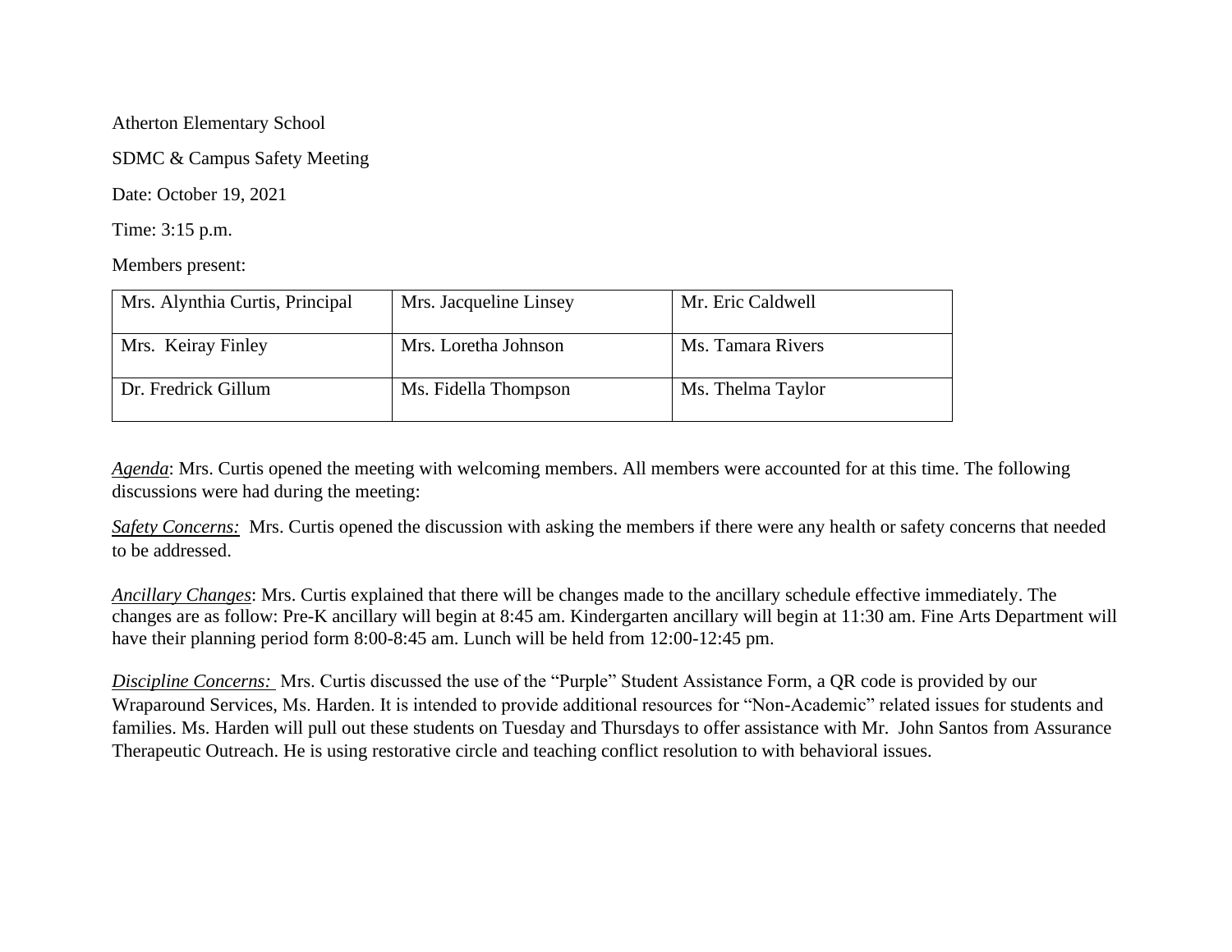Atherton Elementary School

SDMC & Campus Safety Meeting

Date: October 19, 2021

Time: 3:15 p.m.

Members present:

| | | |
|---|---|---|
| Mrs. Alynthia Curtis, Principal | Mrs. Jacqueline Linsey | Mr. Eric Caldwell |
| Mrs. Keiray Finley | Mrs. Loretha Johnson | Ms. Tamara Rivers |
| Dr. Fredrick Gillum | Ms. Fidella Thompson | Ms. Thelma Taylor |

*Agenda*: Mrs. Curtis opened the meeting with welcoming members. All members were accounted for at this time. The following discussions were had during the meeting:

*Safety Concerns:* Mrs. Curtis opened the discussion with asking the members if there were any health or safety concerns that needed to be addressed.

*Ancillary Changes*: Mrs. Curtis explained that there will be changes made to the ancillary schedule effective immediately. The changes are as follow: Pre-K ancillary will begin at 8:45 am. Kindergarten ancillary will begin at 11:30 am. Fine Arts Department will have their planning period form 8:00-8:45 am. Lunch will be held from 12:00-12:45 pm.

*Discipline Concerns:* Mrs. Curtis discussed the use of the "Purple" Student Assistance Form, a QR code is provided by our Wraparound Services, Ms. Harden. It is intended to provide additional resources for "Non-Academic" related issues for students and families. Ms. Harden will pull out these students on Tuesday and Thursdays to offer assistance with Mr. John Santos from Assurance Therapeutic Outreach. He is using restorative circle and teaching conflict resolution to with behavioral issues.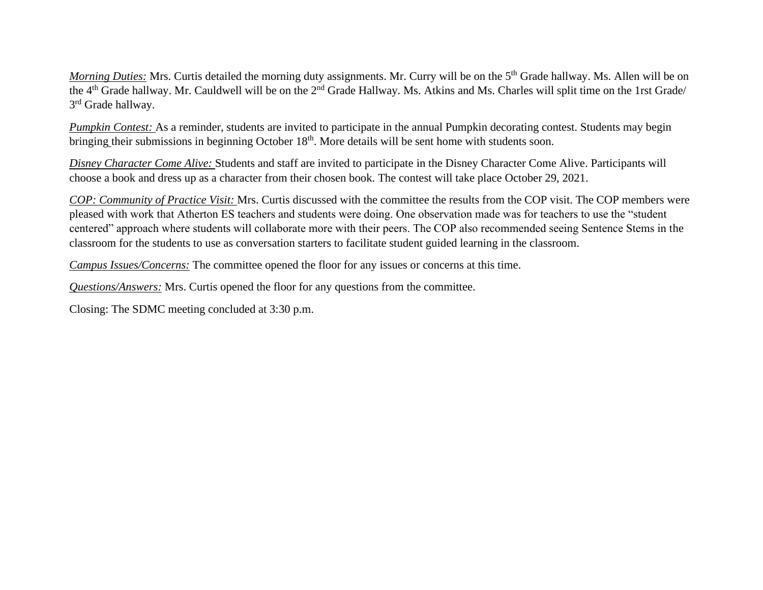***Morning Duties:*** Mrs. Curtis detailed the morning duty assignments. Mr. Curry will be on the 5th Grade hallway. Ms. Allen will be on the 4th Grade hallway. Mr. Cauldwell will be on the 2nd Grade Hallway. Ms. Atkins and Ms. Charles will split time on the 1rst Grade/ 3rd Grade hallway.

*Pumpkin Contest:* As a reminder, students are invited to participate in the annual Pumpkin decorating contest. Students may begin bringing their submissions in beginning October 18th. More details will be sent home with students soon.

*Disney Character Come Alive:* Students and staff are invited to participate in the Disney Character Come Alive. Participants will choose a book and dress up as a character from their chosen book. The contest will take place October 29, 2021.

*COP: Community of Practice Visit:* Mrs. Curtis discussed with the committee the results from the COP visit. The COP members were pleased with work that Atherton ES teachers and students were doing. One observation made was for teachers to use the "student centered" approach where students will collaborate more with their peers. The COP also recommended seeing Sentence Stems in the classroom for the students to use as conversation starters to facilitate student guided learning in the classroom.

*Campus Issues/Concerns:* The committee opened the floor for any issues or concerns at this time.

*Questions/Answers:* Mrs. Curtis opened the floor for any questions from the committee.

Closing: The SDMC meeting concluded at 3:30 p.m.